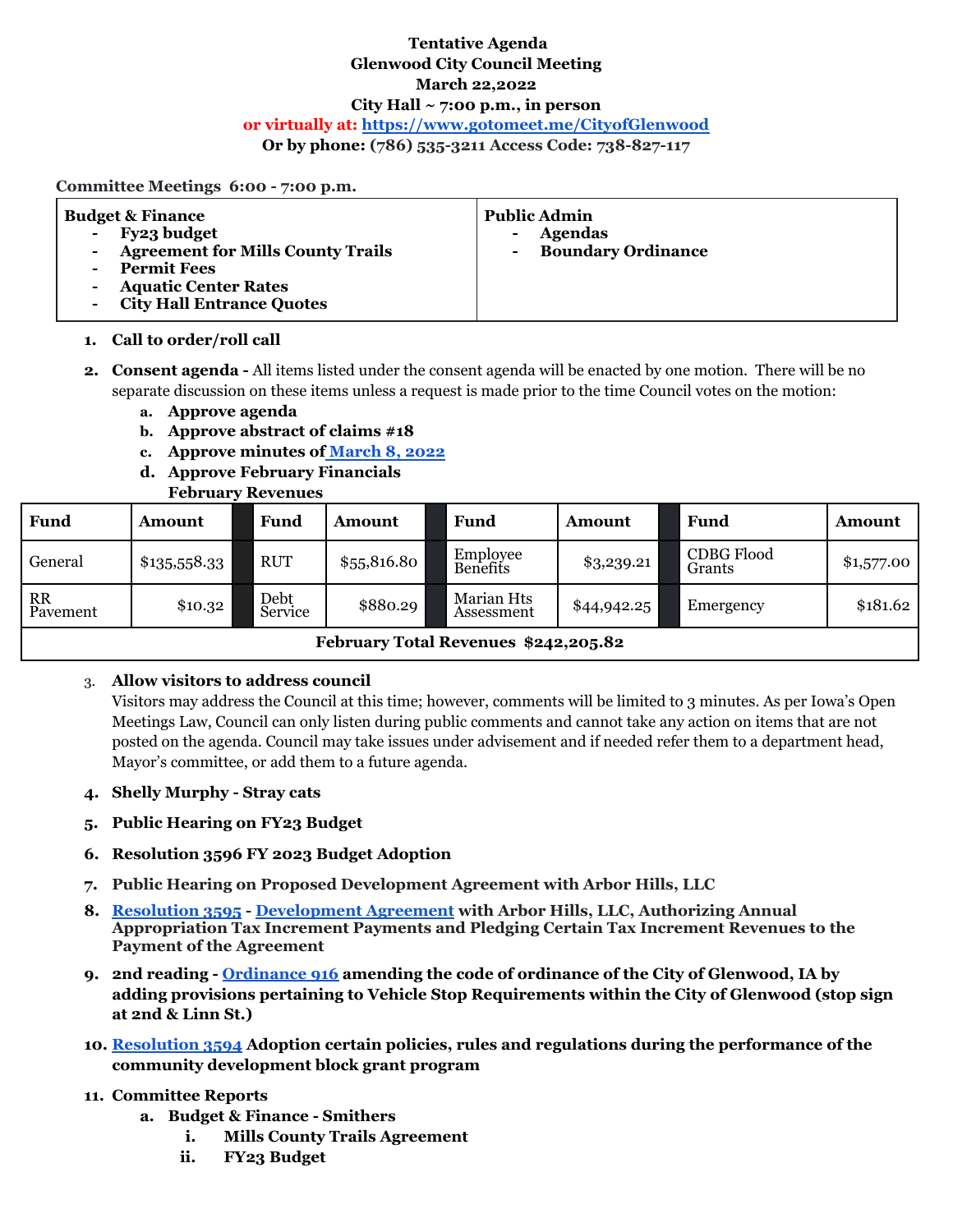**Tentative Agenda**
**Glenwood City Council Meeting**
**March 22,2022**
**City Hall ~ 7:00 p.m., in person**
**or virtually at: https://www.gotomeet.me/CityofGlenwood**
**Or by phone: (786) 535-3211 Access Code: 738-827-117**

**Committee Meetings 6:00 - 7:00 p.m.**

| Budget & Finance | Public Admin |
|---|---|
| - Fy23 budget<br>- Agreement for Mills County Trails<br>- Permit Fees<br>- Aquatic Center Rates<br>- City Hall Entrance Quotes | - Agendas<br>- Boundary Ordinance |

1. **Call to order/roll call**
2. **Consent agenda -** All items listed under the consent agenda will be enacted by one motion. There will be no separate discussion on these items unless a request is made prior to the time Council votes on the motion:
   a. **Approve agenda**
   b. **Approve abstract of claims #18**
   c. **Approve minutes of March 8, 2022**
   d. **Approve February Financials**
   **February Revenues**

| Fund | Amount | Fund | Amount | Fund | Amount | Fund | Amount |
|---|---|---|---|---|---|---|---|
| General | $135,558.33 | RUT | $55,816.80 | Employee Benefits | $3,239.21 | CDBG Flood Grants | $1,577.00 |
| RR Pavement | $10.32 | Debt Service | $880.29 | Marian Hts Assessment | $44,942.25 | Emergency | $181.62 |
| **February Total Revenues $242,205.82** | | | | | | | |

3. **Allow visitors to address council**
   Visitors may address the Council at this time; however, comments will be limited to 3 minutes. As per Iowa's Open Meetings Law, Council can only listen during public comments and cannot take any action on items that are not posted on the agenda. Council may take issues under advisement and if needed refer them to a department head, Mayor's committee, or add them to a future agenda.
4. **Shelly Murphy - Stray cats**
5. **Public Hearing on FY23 Budget**
6. **Resolution 3596 FY 2023 Budget Adoption**
7. **Public Hearing on Proposed Development Agreement with Arbor Hills, LLC**
8. **Resolution 3595 - Development Agreement with Arbor Hills, LLC, Authorizing Annual Appropriation Tax Increment Payments and Pledging Certain Tax Increment Revenues to the Payment of the Agreement**
9. **2nd reading - Ordinance 916 amending the code of ordinance of the City of Glenwood, IA by adding provisions pertaining to Vehicle Stop Requirements within the City of Glenwood (stop sign at 2nd & Linn St.)**
10. **Resolution 3594 Adoption certain policies, rules and regulations during the performance of the community development block grant program**
11. **Committee Reports**
    a. **Budget & Finance - Smithers**
       i. **Mills County Trails Agreement**
       ii. **FY23 Budget**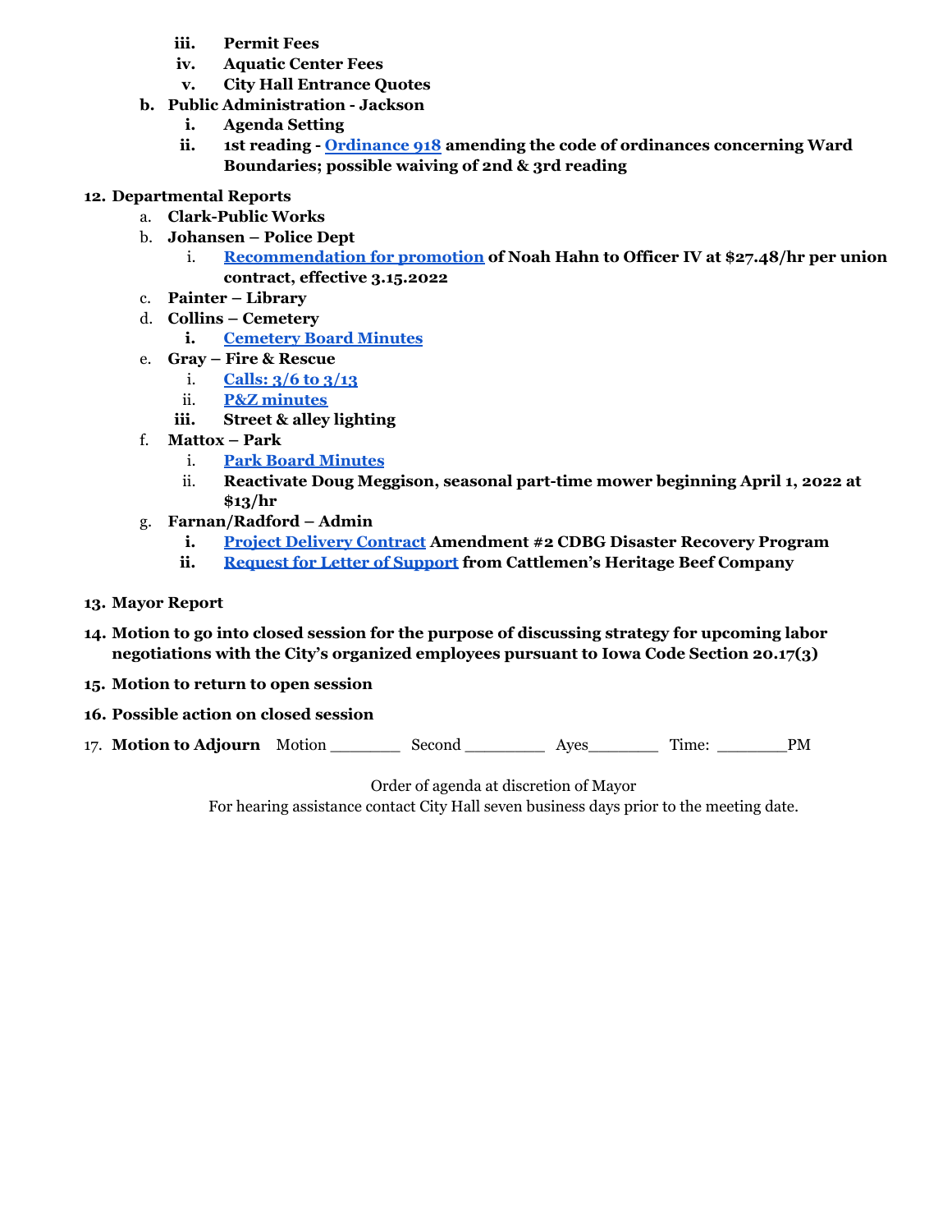- iii. **Permit Fees**
   - iv. **Aquatic Center Fees**
   - v. **City Hall Entrance Quotes**

- b. **Public Administration - Jackson**
   - i. **Agenda Setting**
   - ii. **1st reading - Ordinance 918 amending the code of ordinances concerning Ward Boundaries; possible waiving of 2nd & 3rd reading**

12. **Departmental Reports**
   - a. **Clark-Public Works**
   - b. **Johansen – Police Dept**
      - i. **Recommendation for promotion of Noah Hahn to Officer IV at $27.48/hr per union contract, effective 3.15.2022**
   - c. **Painter – Library**
   - d. **Collins – Cemetery**
      - i. **Cemetery Board Minutes**
   - e. **Gray – Fire & Rescue**
      - i. **Calls: 3/6 to 3/13**
      - ii. **P&Z minutes**
      - iii. **Street & alley lighting**
   - f. **Mattox – Park**
      - i. **Park Board Minutes**
      - ii. **Reactivate Doug Meggison, seasonal part-time mower beginning April 1, 2022 at $13/hr**
   - g. **Farnan/Radford – Admin**
      - i. **Project Delivery Contract Amendment #2 CDBG Disaster Recovery Program**
      - ii. **Request for Letter of Support from Cattlemen's Heritage Beef Company**

13. **Mayor Report**

14. **Motion to go into closed session for the purpose of discussing strategy for upcoming labor negotiations with the City's organized employees pursuant to Iowa Code Section 20.17(3)**

15. **Motion to return to open session**

16. **Possible action on closed session**

17. **Motion to Adjourn** Motion _______ Second ________ Ayes_______ Time: _______PM

Order of agenda at discretion of Mayor

For hearing assistance contact City Hall seven business days prior to the meeting date.